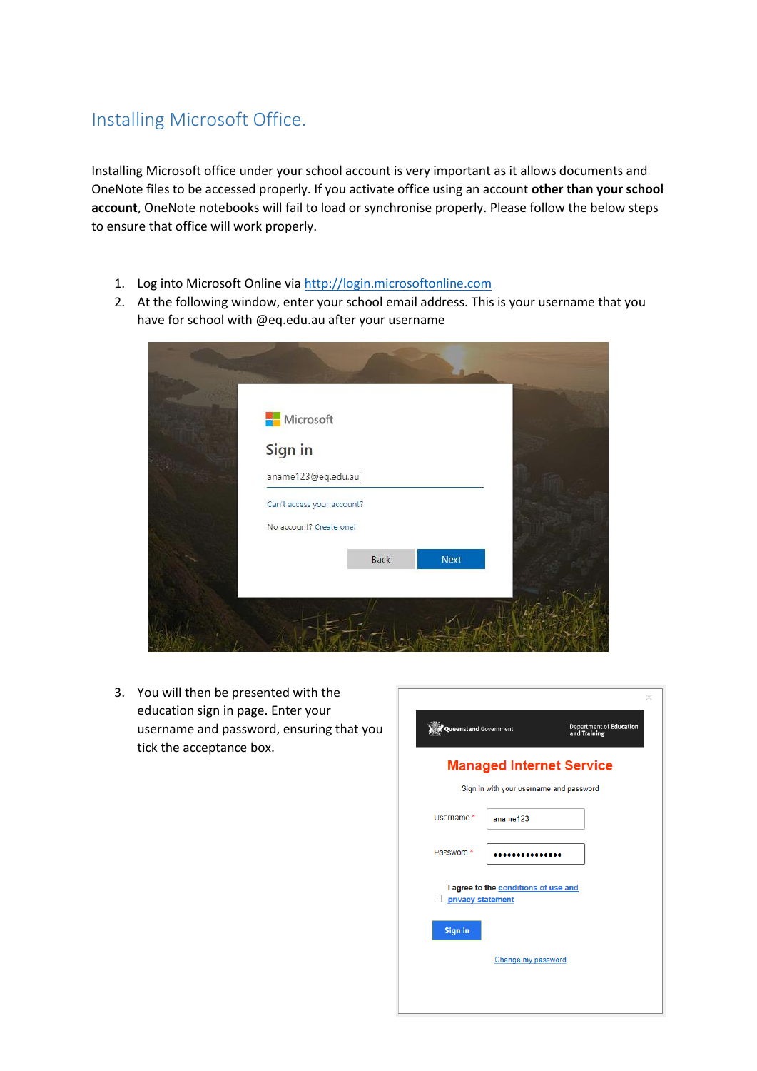# Installing Microsoft Office.

Installing Microsoft office under your school account is very important as it allows documents and OneNote files to be accessed properly. If you activate office using an account **other than your school account**, OneNote notebooks will fail to load or synchronise properly. Please follow the below steps to ensure that office will work properly.

1. Log into Microsoft Online via http://login.microsoftonline.com
2. At the following window, enter your school email address. This is your username that you have for school with @eq.edu.au after your username
3. You will then be presented with the education sign in page. Enter your username and password, ensuring that you tick the acceptance box.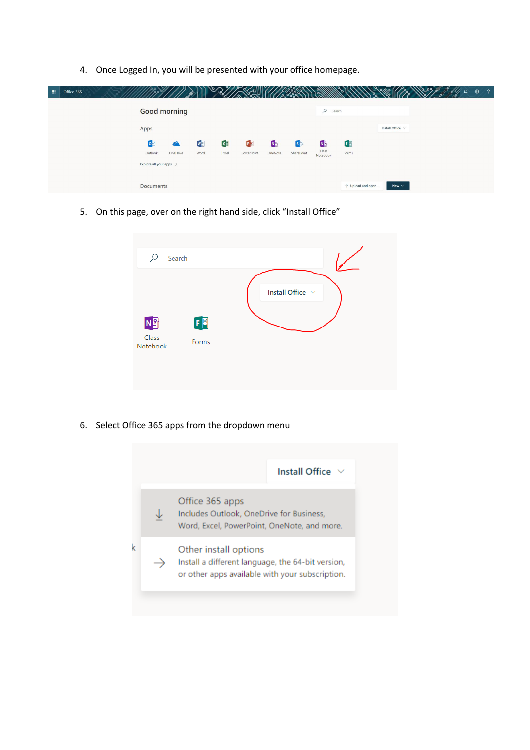4. Once Logged In, you will be presented with your office homepage.

5. On this page, over on the right hand side, click "Install Office"

6. Select Office 365 apps from the dropdown menu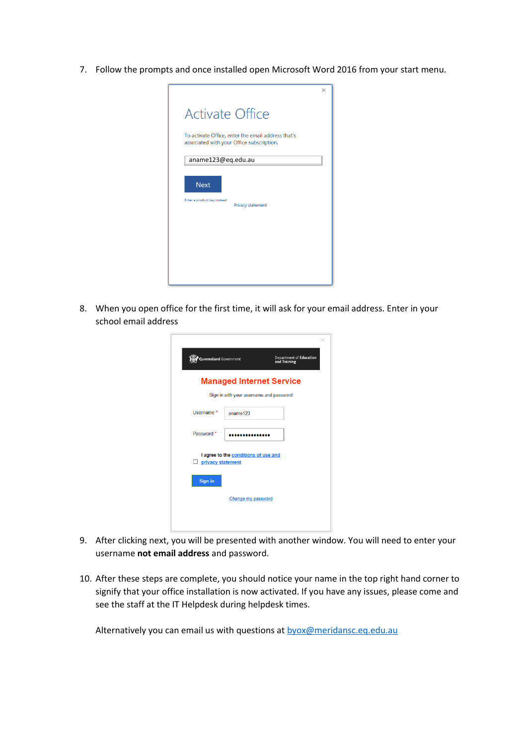7. Follow the prompts and once installed open Microsoft Word 2016 from your start menu.

8. When you open office for the first time, it will ask for your email address. Enter in your school email address

9. After clicking next, you will be presented with another window. You will need to enter your username **not email address** and password.

10. After these steps are complete, you should notice your name in the top right hand corner to signify that your office installation is now activated. If you have any issues, please come and see the staff at the IT Helpdesk during helpdesk times.

    Alternatively you can email us with questions at byox@meridansc.eq.edu.au